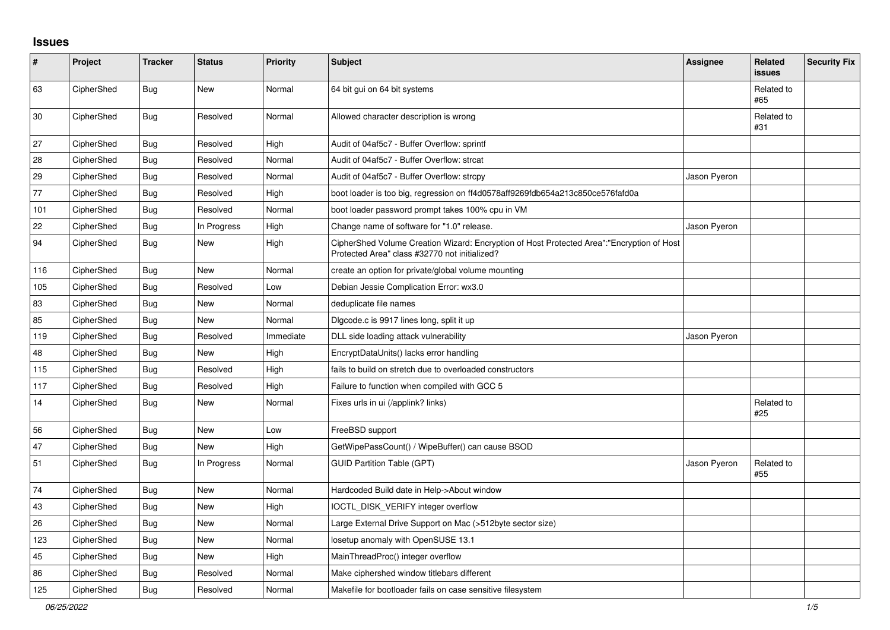## Issues

| # | Project | Tracker | Status | Priority | Subject | Assignee | Related issues | Security Fix |
|---|---|---|---|---|---|---|---|---|
| 63 | CipherShed | Bug | New | Normal | 64 bit gui on 64 bit systems | | Related to #65 | |
| 30 | CipherShed | Bug | Resolved | Normal | Allowed character description is wrong | | Related to #31 | |
| 27 | CipherShed | Bug | Resolved | High | Audit of 04af5c7 - Buffer Overflow: sprintf | | | |
| 28 | CipherShed | Bug | Resolved | Normal | Audit of 04af5c7 - Buffer Overflow: strcat | | | |
| 29 | CipherShed | Bug | Resolved | Normal | Audit of 04af5c7 - Buffer Overflow: strcpy | Jason Pyeron | | |
| 77 | CipherShed | Bug | Resolved | High | boot loader is too big, regression on ff4d0578aff9269fdb654a213c850ce576fafd0a | | | |
| 101 | CipherShed | Bug | Resolved | Normal | boot loader password prompt takes 100% cpu in VM | | | |
| 22 | CipherShed | Bug | In Progress | High | Change name of software for "1.0" release. | Jason Pyeron | | |
| 94 | CipherShed | Bug | New | High | CipherShed Volume Creation Wizard: Encryption of Host Protected Area":"Encryption of Host Protected Area" class #32770 not initialized? | | | |
| 116 | CipherShed | Bug | New | Normal | create an option for private/global volume mounting | | | |
| 105 | CipherShed | Bug | Resolved | Low | Debian Jessie Complication Error: wx3.0 | | | |
| 83 | CipherShed | Bug | New | Normal | deduplicate file names | | | |
| 85 | CipherShed | Bug | New | Normal | Dlgcode.c is 9917 lines long, split it up | | | |
| 119 | CipherShed | Bug | Resolved | Immediate | DLL side loading attack vulnerability | Jason Pyeron | | |
| 48 | CipherShed | Bug | New | High | EncryptDataUnits() lacks error handling | | | |
| 115 | CipherShed | Bug | Resolved | High | fails to build on stretch due to overloaded constructors | | | |
| 117 | CipherShed | Bug | Resolved | High | Failure to function when compiled with GCC 5 | | | |
| 14 | CipherShed | Bug | New | Normal | Fixes urls in ui (/applink? links) | | Related to #25 | |
| 56 | CipherShed | Bug | New | Low | FreeBSD support | | | |
| 47 | CipherShed | Bug | New | High | GetWipePassCount() / WipeBuffer() can cause BSOD | | | |
| 51 | CipherShed | Bug | In Progress | Normal | GUID Partition Table (GPT) | Jason Pyeron | Related to #55 | |
| 74 | CipherShed | Bug | New | Normal | Hardcoded Build date in Help->About window | | | |
| 43 | CipherShed | Bug | New | High | IOCTL_DISK_VERIFY integer overflow | | | |
| 26 | CipherShed | Bug | New | Normal | Large External Drive Support on Mac (>512byte sector size) | | | |
| 123 | CipherShed | Bug | New | Normal | losetup anomaly with OpenSUSE 13.1 | | | |
| 45 | CipherShed | Bug | New | High | MainThreadProc() integer overflow | | | |
| 86 | CipherShed | Bug | Resolved | Normal | Make ciphershed window titlebars different | | | |
| 125 | CipherShed | Bug | Resolved | Normal | Makefile for bootloader fails on case sensitive filesystem | | | |

*06/25/2022*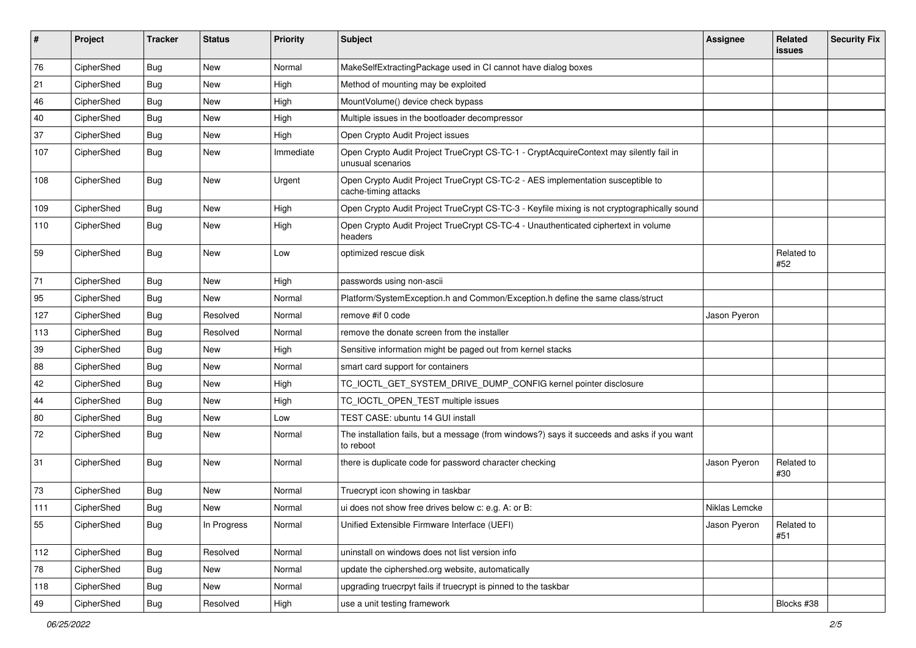| # | Project | Tracker | Status | Priority | Subject | Assignee | Related issues | Security Fix |
|---|---|---|---|---|---|---|---|---|
| 76 | CipherShed | Bug | New | Normal | MakeSelfExtractingPackage used in CI cannot have dialog boxes | | | |
| 21 | CipherShed | Bug | New | High | Method of mounting may be exploited | | | |
| 46 | CipherShed | Bug | New | High | MountVolume() device check bypass | | | |
| 40 | CipherShed | Bug | New | High | Multiple issues in the bootloader decompressor | | | |
| 37 | CipherShed | Bug | New | High | Open Crypto Audit Project issues | | | |
| 107 | CipherShed | Bug | New | Immediate | Open Crypto Audit Project TrueCrypt CS-TC-1 - CryptAcquireContext may silently fail in unusual scenarios | | | |
| 108 | CipherShed | Bug | New | Urgent | Open Crypto Audit Project TrueCrypt CS-TC-2 - AES implementation susceptible to cache-timing attacks | | | |
| 109 | CipherShed | Bug | New | High | Open Crypto Audit Project TrueCrypt CS-TC-3 - Keyfile mixing is not cryptographically sound | | | |
| 110 | CipherShed | Bug | New | High | Open Crypto Audit Project TrueCrypt CS-TC-4 - Unauthenticated ciphertext in volume headers | | | |
| 59 | CipherShed | Bug | New | Low | optimized rescue disk | | Related to #52 | |
| 71 | CipherShed | Bug | New | High | passwords using non-ascii | | | |
| 95 | CipherShed | Bug | New | Normal | Platform/SystemException.h and Common/Exception.h define the same class/struct | | | |
| 127 | CipherShed | Bug | Resolved | Normal | remove #if 0 code | Jason Pyeron | | |
| 113 | CipherShed | Bug | Resolved | Normal | remove the donate screen from the installer | | | |
| 39 | CipherShed | Bug | New | High | Sensitive information might be paged out from kernel stacks | | | |
| 88 | CipherShed | Bug | New | Normal | smart card support for containers | | | |
| 42 | CipherShed | Bug | New | High | TC_IOCTL_GET_SYSTEM_DRIVE_DUMP_CONFIG kernel pointer disclosure | | | |
| 44 | CipherShed | Bug | New | High | TC_IOCTL_OPEN_TEST multiple issues | | | |
| 80 | CipherShed | Bug | New | Low | TEST CASE: ubuntu 14 GUI install | | | |
| 72 | CipherShed | Bug | New | Normal | The installation fails, but a message (from windows?) says it succeeds and asks if you want to reboot | | | |
| 31 | CipherShed | Bug | New | Normal | there is duplicate code for password character checking | Jason Pyeron | Related to #30 | |
| 73 | CipherShed | Bug | New | Normal | Truecrypt icon showing in taskbar | | | |
| 111 | CipherShed | Bug | New | Normal | ui does not show free drives below c: e.g. A: or B: | Niklas Lemcke | | |
| 55 | CipherShed | Bug | In Progress | Normal | Unified Extensible Firmware Interface (UEFI) | Jason Pyeron | Related to #51 | |
| 112 | CipherShed | Bug | Resolved | Normal | uninstall on windows does not list version info | | | |
| 78 | CipherShed | Bug | New | Normal | update the ciphershed.org website, automatically | | | |
| 118 | CipherShed | Bug | New | Normal | upgrading truecrpyt fails if truecrypt is pinned to the taskbar | | | |
| 49 | CipherShed | Bug | Resolved | High | use a unit testing framework | | Blocks #38 | |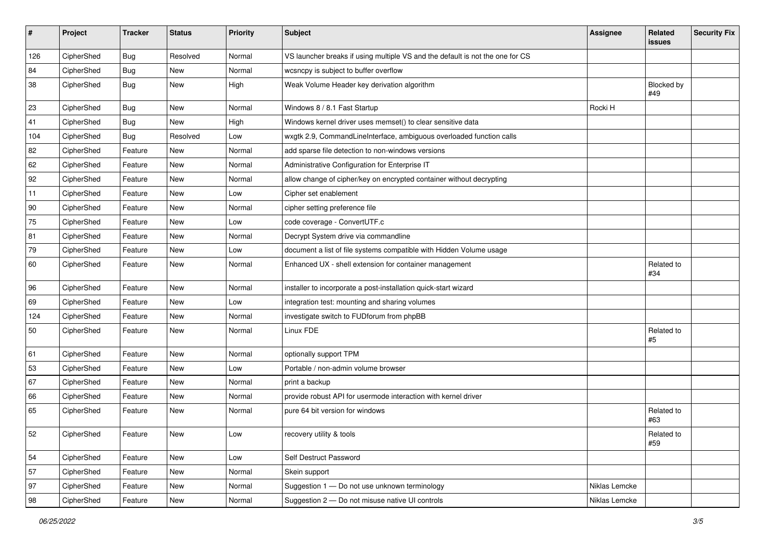| # | Project | Tracker | Status | Priority | Subject | Assignee | Related issues | Security Fix |
|---|---|---|---|---|---|---|---|---|
| 126 | CipherShed | Bug | Resolved | Normal | VS launcher breaks if using multiple VS and the default is not the one for CS | | | |
| 84 | CipherShed | Bug | New | Normal | wcsncpy is subject to buffer overflow | | | |
| 38 | CipherShed | Bug | New | High | Weak Volume Header key derivation algorithm | | Blocked by #49 | |
| 23 | CipherShed | Bug | New | Normal | Windows 8 / 8.1 Fast Startup | Rocki H | | |
| 41 | CipherShed | Bug | New | High | Windows kernel driver uses memset() to clear sensitive data | | | |
| 104 | CipherShed | Bug | Resolved | Low | wxgtk 2.9, CommandLineInterface, ambiguous overloaded function calls | | | |
| 82 | CipherShed | Feature | New | Normal | add sparse file detection to non-windows versions | | | |
| 62 | CipherShed | Feature | New | Normal | Administrative Configuration for Enterprise IT | | | |
| 92 | CipherShed | Feature | New | Normal | allow change of cipher/key on encrypted container without decrypting | | | |
| 11 | CipherShed | Feature | New | Low | Cipher set enablement | | | |
| 90 | CipherShed | Feature | New | Normal | cipher setting preference file | | | |
| 75 | CipherShed | Feature | New | Low | code coverage - ConvertUTF.c | | | |
| 81 | CipherShed | Feature | New | Normal | Decrypt System drive via commandline | | | |
| 79 | CipherShed | Feature | New | Low | document a list of file systems compatible with Hidden Volume usage | | | |
| 60 | CipherShed | Feature | New | Normal | Enhanced UX - shell extension for container management | | Related to #34 | |
| 96 | CipherShed | Feature | New | Normal | installer to incorporate a post-installation quick-start wizard | | | |
| 69 | CipherShed | Feature | New | Low | integration test: mounting and sharing volumes | | | |
| 124 | CipherShed | Feature | New | Normal | investigate switch to FUDforum from phpBB | | | |
| 50 | CipherShed | Feature | New | Normal | Linux FDE | | Related to #5 | |
| 61 | CipherShed | Feature | New | Normal | optionally support TPM | | | |
| 53 | CipherShed | Feature | New | Low | Portable / non-admin volume browser | | | |
| 67 | CipherShed | Feature | New | Normal | print a backup | | | |
| 66 | CipherShed | Feature | New | Normal | provide robust API for usermode interaction with kernel driver | | | |
| 65 | CipherShed | Feature | New | Normal | pure 64 bit version for windows | | Related to #63 | |
| 52 | CipherShed | Feature | New | Low | recovery utility & tools | | Related to #59 | |
| 54 | CipherShed | Feature | New | Low | Self Destruct Password | | | |
| 57 | CipherShed | Feature | New | Normal | Skein support | | | |
| 97 | CipherShed | Feature | New | Normal | Suggestion 1 — Do not use unknown terminology | Niklas Lemcke | | |
| 98 | CipherShed | Feature | New | Normal | Suggestion 2 — Do not misuse native UI controls | Niklas Lemcke | | |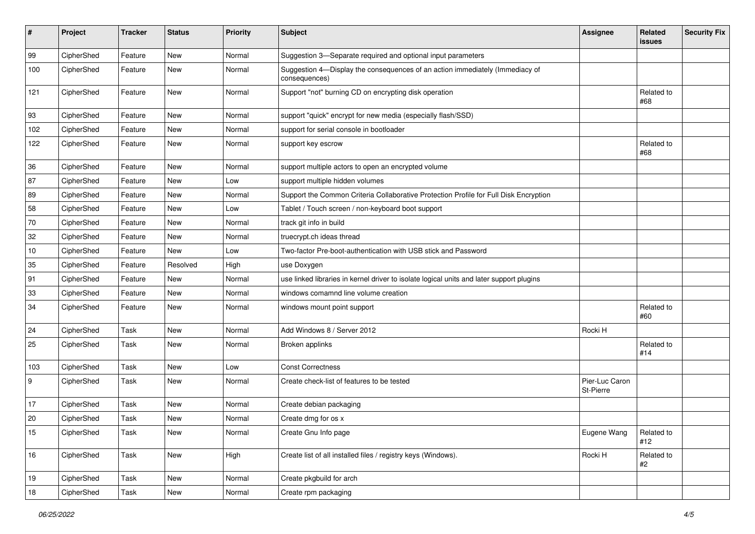| # | Project | Tracker | Status | Priority | Subject | Assignee | Related issues | Security Fix |
|---|---|---|---|---|---|---|---|---|
| 99 | CipherShed | Feature | New | Normal | Suggestion 3—Separate required and optional input parameters | | | |
| 100 | CipherShed | Feature | New | Normal | Suggestion 4—Display the consequences of an action immediately (Immediacy of consequences) | | | |
| 121 | CipherShed | Feature | New | Normal | Support "not" burning CD on encrypting disk operation | | Related to #68 | |
| 93 | CipherShed | Feature | New | Normal | support "quick" encrypt for new media (especially flash/SSD) | | | |
| 102 | CipherShed | Feature | New | Normal | support for serial console in bootloader | | | |
| 122 | CipherShed | Feature | New | Normal | support key escrow | | Related to #68 | |
| 36 | CipherShed | Feature | New | Normal | support multiple actors to open an encrypted volume | | | |
| 87 | CipherShed | Feature | New | Low | support multiple hidden volumes | | | |
| 89 | CipherShed | Feature | New | Normal | Support the Common Criteria Collaborative Protection Profile for Full Disk Encryption | | | |
| 58 | CipherShed | Feature | New | Low | Tablet / Touch screen / non-keyboard boot support | | | |
| 70 | CipherShed | Feature | New | Normal | track git info in build | | | |
| 32 | CipherShed | Feature | New | Normal | truecrypt.ch ideas thread | | | |
| 10 | CipherShed | Feature | New | Low | Two-factor Pre-boot-authentication with USB stick and Password | | | |
| 35 | CipherShed | Feature | Resolved | High | use Doxygen | | | |
| 91 | CipherShed | Feature | New | Normal | use linked libraries in kernel driver to isolate logical units and later support plugins | | | |
| 33 | CipherShed | Feature | New | Normal | windows comamnd line volume creation | | | |
| 34 | CipherShed | Feature | New | Normal | windows mount point support | | Related to #60 | |
| 24 | CipherShed | Task | New | Normal | Add Windows 8 / Server 2012 | Rocki H | | |
| 25 | CipherShed | Task | New | Normal | Broken applinks | | Related to #14 | |
| 103 | CipherShed | Task | New | Low | Const Correctness | | | |
| 9 | CipherShed | Task | New | Normal | Create check-list of features to be tested | Pier-Luc Caron St-Pierre | | |
| 17 | CipherShed | Task | New | Normal | Create debian packaging | | | |
| 20 | CipherShed | Task | New | Normal | Create dmg for os x | | | |
| 15 | CipherShed | Task | New | Normal | Create Gnu Info page | Eugene Wang | Related to #12 | |
| 16 | CipherShed | Task | New | High | Create list of all installed files / registry keys (Windows). | Rocki H | Related to #2 | |
| 19 | CipherShed | Task | New | Normal | Create pkgbuild for arch | | | |
| 18 | CipherShed | Task | New | Normal | Create rpm packaging | | | |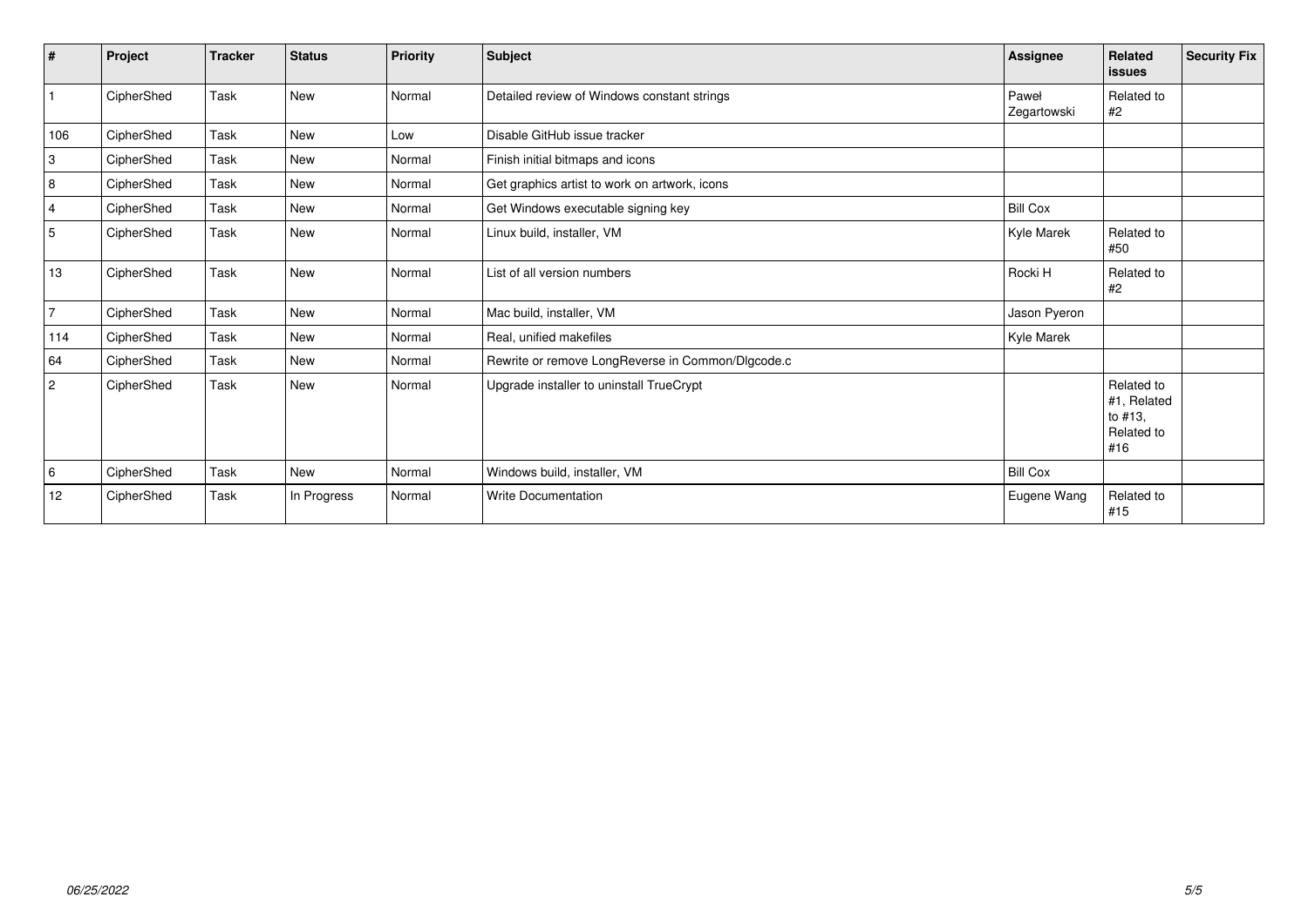| # | Project | Tracker | Status | Priority | Subject | Assignee | Related issues | Security Fix |
|---|---|---|---|---|---|---|---|---|
| 1 | CipherShed | Task | New | Normal | Detailed review of Windows constant strings | Paweł Zegartowski | Related to #2 | |
| 106 | CipherShed | Task | New | Low | Disable GitHub issue tracker | | | |
| 3 | CipherShed | Task | New | Normal | Finish initial bitmaps and icons | | | |
| 8 | CipherShed | Task | New | Normal | Get graphics artist to work on artwork, icons | | | |
| 4 | CipherShed | Task | New | Normal | Get Windows executable signing key | Bill Cox | | |
| 5 | CipherShed | Task | New | Normal | Linux build, installer, VM | Kyle Marek | Related to #50 | |
| 13 | CipherShed | Task | New | Normal | List of all version numbers | Rocki H | Related to #2 | |
| 7 | CipherShed | Task | New | Normal | Mac build, installer, VM | Jason Pyeron | | |
| 114 | CipherShed | Task | New | Normal | Real, unified makefiles | Kyle Marek | | |
| 64 | CipherShed | Task | New | Normal | Rewrite or remove LongReverse in Common/Dlgcode.c | | | |
| 2 | CipherShed | Task | New | Normal | Upgrade installer to uninstall TrueCrypt | | Related to #1, Related to #13, Related to #16 | |
| 6 | CipherShed | Task | New | Normal | Windows build, installer, VM | Bill Cox | | |
| 12 | CipherShed | Task | In Progress | Normal | Write Documentation | Eugene Wang | Related to #15 | |

*06/25/2022*